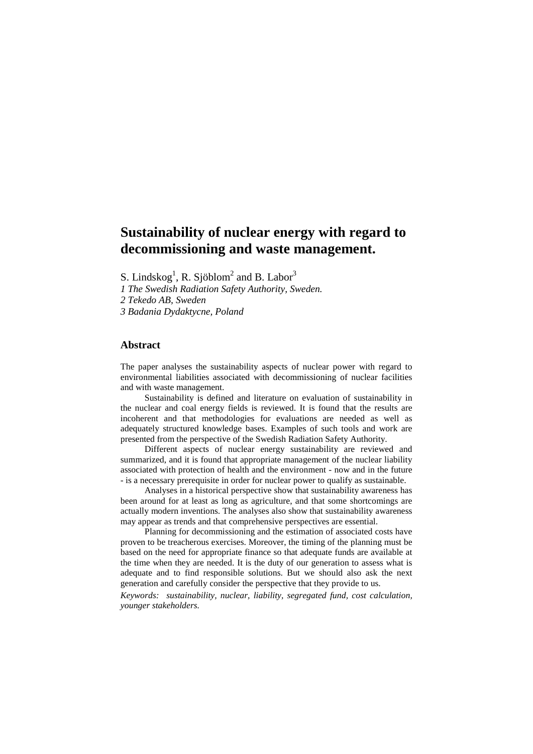# Sustainability of nuclear energy with regard to decommissioning and waste management.

S. Lindskog[1], R. Sjöblom[2] and B. Labor[3]

*1 The Swedish Radiation Safety Authority, Sweden.*
*2 Tekedo AB, Sweden*
*3 Badania Dydaktycne, Poland*

## Abstract

The paper analyses the sustainability aspects of nuclear power with regard to environmental liabilities associated with decommissioning of nuclear facilities and with waste management.

Sustainability is defined and literature on evaluation of sustainability in the nuclear and coal energy fields is reviewed. It is found that the results are incoherent and that methodologies for evaluations are needed as well as adequately structured knowledge bases. Examples of such tools and work are presented from the perspective of the Swedish Radiation Safety Authority.

Different aspects of nuclear energy sustainability are reviewed and summarized, and it is found that appropriate management of the nuclear liability associated with protection of health and the environment - now and in the future - is a necessary prerequisite in order for nuclear power to qualify as sustainable.

Analyses in a historical perspective show that sustainability awareness has been around for at least as long as agriculture, and that some shortcomings are actually modern inventions. The analyses also show that sustainability awareness may appear as trends and that comprehensive perspectives are essential.

Planning for decommissioning and the estimation of associated costs have proven to be treacherous exercises. Moreover, the timing of the planning must be based on the need for appropriate finance so that adequate funds are available at the time when they are needed. It is the duty of our generation to assess what is adequate and to find responsible solutions. But we should also ask the next generation and carefully consider the perspective that they provide to us.

*Keywords: sustainability, nuclear, liability, segregated fund, cost calculation, younger stakeholders.*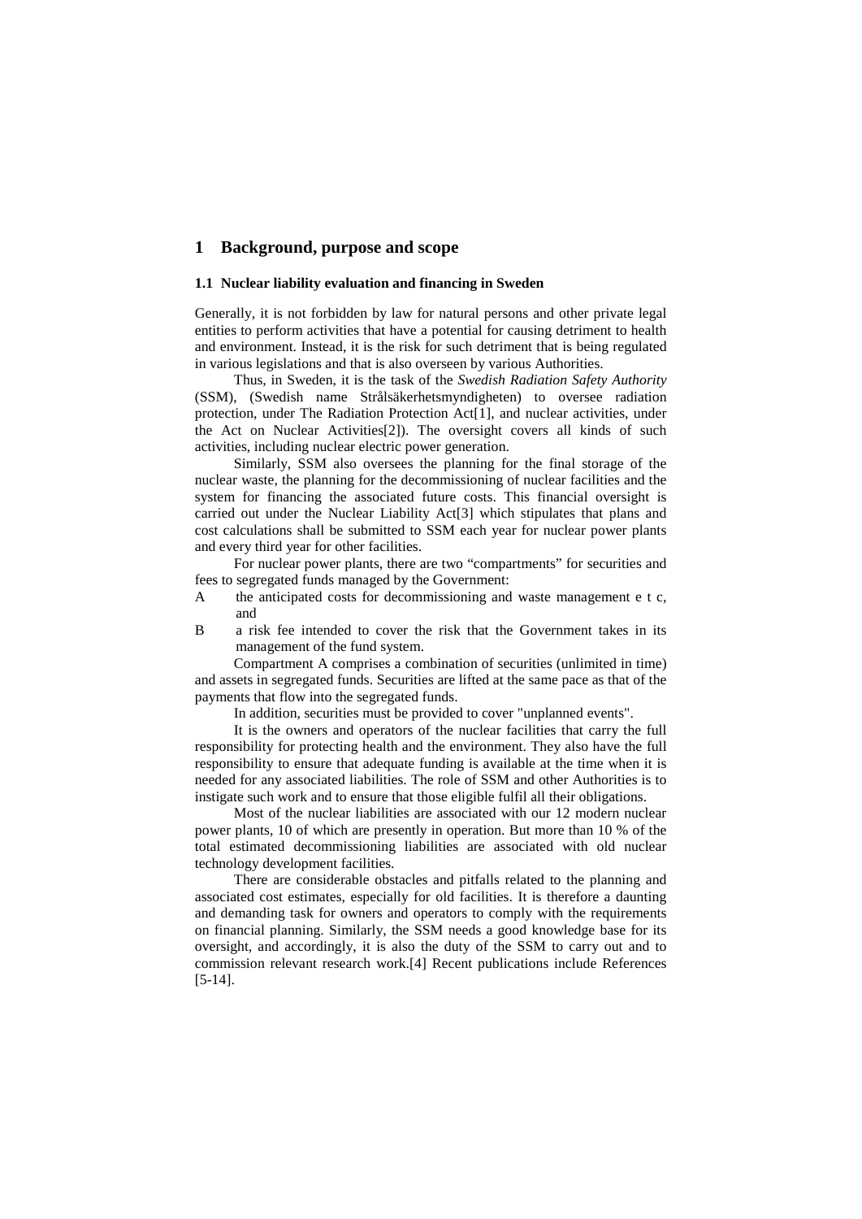# 1 Background, purpose and scope

## 1.1 Nuclear liability evaluation and financing in Sweden

Generally, it is not forbidden by law for natural persons and other private legal entities to perform activities that have a potential for causing detriment to health and environment. Instead, it is the risk for such detriment that is being regulated in various legislations and that is also overseen by various Authorities.

Thus, in Sweden, it is the task of the *Swedish Radiation Safety Authority* (SSM), (Swedish name Strålsäkerhetsmyndigheten) to oversee radiation protection, under The Radiation Protection Act[1], and nuclear activities, under the Act on Nuclear Activities[2]). The oversight covers all kinds of such activities, including nuclear electric power generation.

Similarly, SSM also oversees the planning for the final storage of the nuclear waste, the planning for the decommissioning of nuclear facilities and the system for financing the associated future costs. This financial oversight is carried out under the Nuclear Liability Act[3] which stipulates that plans and cost calculations shall be submitted to SSM each year for nuclear power plants and every third year for other facilities.

For nuclear power plants, there are two "compartments" for securities and fees to segregated funds managed by the Government:

A the anticipated costs for decommissioning and waste management e t c, and

B a risk fee intended to cover the risk that the Government takes in its management of the fund system.

Compartment A comprises a combination of securities (unlimited in time) and assets in segregated funds. Securities are lifted at the same pace as that of the payments that flow into the segregated funds.

In addition, securities must be provided to cover "unplanned events".

It is the owners and operators of the nuclear facilities that carry the full responsibility for protecting health and the environment. They also have the full responsibility to ensure that adequate funding is available at the time when it is needed for any associated liabilities. The role of SSM and other Authorities is to instigate such work and to ensure that those eligible fulfil all their obligations.

Most of the nuclear liabilities are associated with our 12 modern nuclear power plants, 10 of which are presently in operation. But more than 10 % of the total estimated decommissioning liabilities are associated with old nuclear technology development facilities.

There are considerable obstacles and pitfalls related to the planning and associated cost estimates, especially for old facilities. It is therefore a daunting and demanding task for owners and operators to comply with the requirements on financial planning. Similarly, the SSM needs a good knowledge base for its oversight, and accordingly, it is also the duty of the SSM to carry out and to commission relevant research work.[4] Recent publications include References [5-14].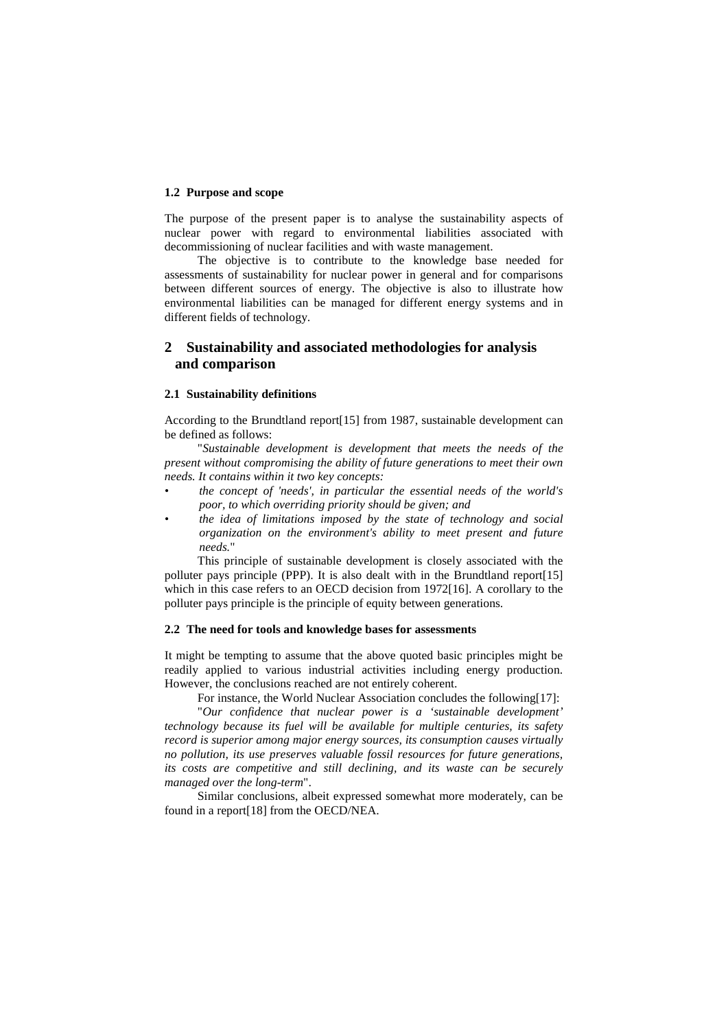### 1.2 Purpose and scope

The purpose of the present paper is to analyse the sustainability aspects of nuclear power with regard to environmental liabilities associated with decommissioning of nuclear facilities and with waste management.

The objective is to contribute to the knowledge base needed for assessments of sustainability for nuclear power in general and for comparisons between different sources of energy. The objective is also to illustrate how environmental liabilities can be managed for different energy systems and in different fields of technology.

## 2 Sustainability and associated methodologies for analysis and comparison

### 2.1 Sustainability definitions

According to the Brundtland report[15] from 1987, sustainable development can be defined as follows:

"*Sustainable development is development that meets the needs of the present without compromising the ability of future generations to meet their own needs. It contains within it two key concepts:*

- *the concept of 'needs', in particular the essential needs of the world's poor, to which overriding priority should be given; and*
- *the idea of limitations imposed by the state of technology and social organization on the environment's ability to meet present and future needs.*"

This principle of sustainable development is closely associated with the polluter pays principle (PPP). It is also dealt with in the Brundtland report[15] which in this case refers to an OECD decision from 1972[16]. A corollary to the polluter pays principle is the principle of equity between generations.

### 2.2 The need for tools and knowledge bases for assessments

It might be tempting to assume that the above quoted basic principles might be readily applied to various industrial activities including energy production. However, the conclusions reached are not entirely coherent.

For instance, the World Nuclear Association concludes the following[17]:

"*Our confidence that nuclear power is a 'sustainable development' technology because its fuel will be available for multiple centuries, its safety record is superior among major energy sources, its consumption causes virtually no pollution, its use preserves valuable fossil resources for future generations, its costs are competitive and still declining, and its waste can be securely managed over the long-term*".

Similar conclusions, albeit expressed somewhat more moderately, can be found in a report[18] from the OECD/NEA.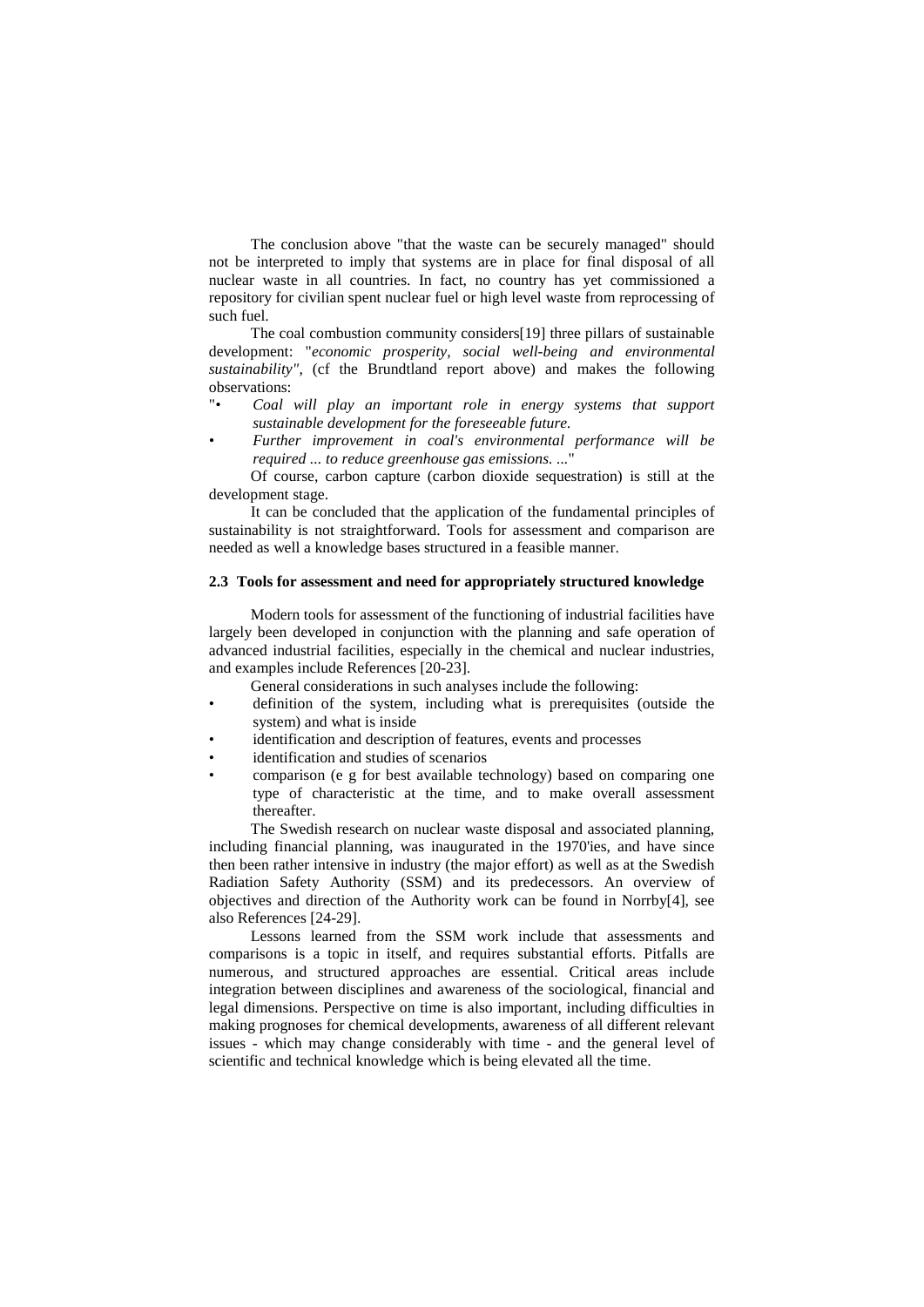The conclusion above "that the waste can be securely managed" should not be interpreted to imply that systems are in place for final disposal of all nuclear waste in all countries. In fact, no country has yet commissioned a repository for civilian spent nuclear fuel or high level waste from reprocessing of such fuel.

The coal combustion community considers[19] three pillars of sustainable development: "*economic prosperity, social well-being and environmental sustainability"*, (cf the Brundtland report above) and makes the following observations:

"• *Coal will play an important role in energy systems that support sustainable development for the foreseeable future.*

• *Further improvement in coal's environmental performance will be required ... to reduce greenhouse gas emissions. ...*"

Of course, carbon capture (carbon dioxide sequestration) is still at the development stage.

It can be concluded that the application of the fundamental principles of sustainability is not straightforward. Tools for assessment and comparison are needed as well a knowledge bases structured in a feasible manner.

### 2.3 Tools for assessment and need for appropriately structured knowledge

Modern tools for assessment of the functioning of industrial facilities have largely been developed in conjunction with the planning and safe operation of advanced industrial facilities, especially in the chemical and nuclear industries, and examples include References [20-23].

General considerations in such analyses include the following:

- definition of the system, including what is prerequisites (outside the system) and what is inside
- identification and description of features, events and processes
- identification and studies of scenarios
- comparison (e g for best available technology) based on comparing one type of characteristic at the time, and to make overall assessment thereafter.

The Swedish research on nuclear waste disposal and associated planning, including financial planning, was inaugurated in the 1970'ies, and have since then been rather intensive in industry (the major effort) as well as at the Swedish Radiation Safety Authority (SSM) and its predecessors. An overview of objectives and direction of the Authority work can be found in Norrby[4], see also References [24-29].

Lessons learned from the SSM work include that assessments and comparisons is a topic in itself, and requires substantial efforts. Pitfalls are numerous, and structured approaches are essential. Critical areas include integration between disciplines and awareness of the sociological, financial and legal dimensions. Perspective on time is also important, including difficulties in making prognoses for chemical developments, awareness of all different relevant issues - which may change considerably with time - and the general level of scientific and technical knowledge which is being elevated all the time.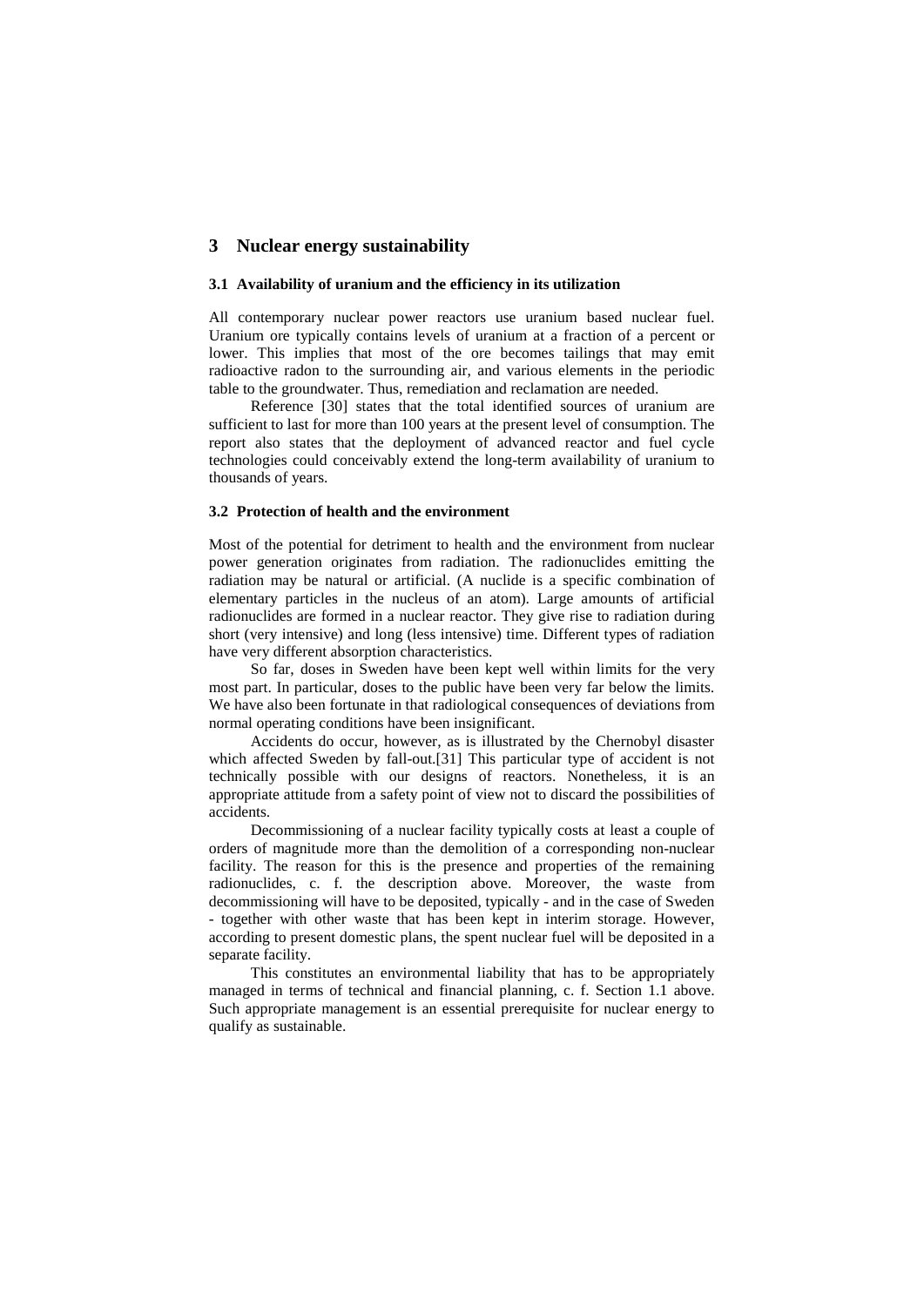# 3 Nuclear energy sustainability

## 3.1 Availability of uranium and the efficiency in its utilization

All contemporary nuclear power reactors use uranium based nuclear fuel. Uranium ore typically contains levels of uranium at a fraction of a percent or lower. This implies that most of the ore becomes tailings that may emit radioactive radon to the surrounding air, and various elements in the periodic table to the groundwater. Thus, remediation and reclamation are needed.

Reference [30] states that the total identified sources of uranium are sufficient to last for more than 100 years at the present level of consumption. The report also states that the deployment of advanced reactor and fuel cycle technologies could conceivably extend the long-term availability of uranium to thousands of years.

## 3.2 Protection of health and the environment

Most of the potential for detriment to health and the environment from nuclear power generation originates from radiation. The radionuclides emitting the radiation may be natural or artificial. (A nuclide is a specific combination of elementary particles in the nucleus of an atom). Large amounts of artificial radionuclides are formed in a nuclear reactor. They give rise to radiation during short (very intensive) and long (less intensive) time. Different types of radiation have very different absorption characteristics.

So far, doses in Sweden have been kept well within limits for the very most part. In particular, doses to the public have been very far below the limits. We have also been fortunate in that radiological consequences of deviations from normal operating conditions have been insignificant.

Accidents do occur, however, as is illustrated by the Chernobyl disaster which affected Sweden by fall-out.[31] This particular type of accident is not technically possible with our designs of reactors. Nonetheless, it is an appropriate attitude from a safety point of view not to discard the possibilities of accidents.

Decommissioning of a nuclear facility typically costs at least a couple of orders of magnitude more than the demolition of a corresponding non-nuclear facility. The reason for this is the presence and properties of the remaining radionuclides, c. f. the description above. Moreover, the waste from decommissioning will have to be deposited, typically - and in the case of Sweden - together with other waste that has been kept in interim storage. However, according to present domestic plans, the spent nuclear fuel will be deposited in a separate facility.

This constitutes an environmental liability that has to be appropriately managed in terms of technical and financial planning, c. f. Section 1.1 above. Such appropriate management is an essential prerequisite for nuclear energy to qualify as sustainable.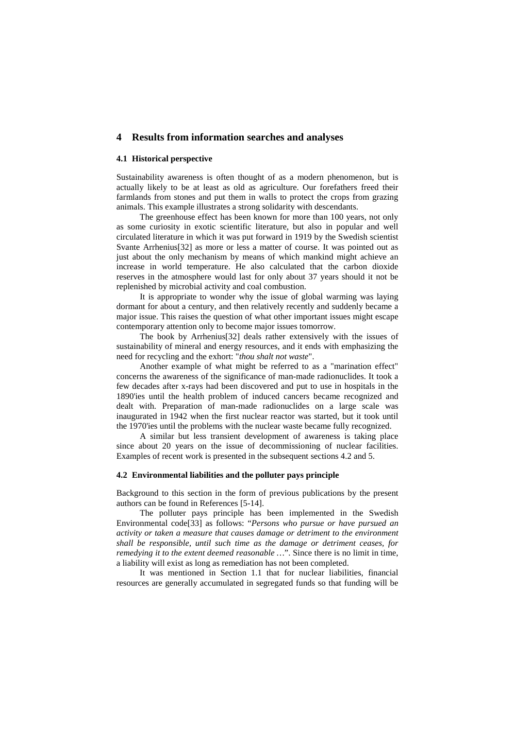# 4 Results from information searches and analyses

### 4.1 Historical perspective

Sustainability awareness is often thought of as a modern phenomenon, but is actually likely to be at least as old as agriculture. Our forefathers freed their farmlands from stones and put them in walls to protect the crops from grazing animals. This example illustrates a strong solidarity with descendants.

The greenhouse effect has been known for more than 100 years, not only as some curiosity in exotic scientific literature, but also in popular and well circulated literature in which it was put forward in 1919 by the Swedish scientist Svante Arrhenius[32] as more or less a matter of course. It was pointed out as just about the only mechanism by means of which mankind might achieve an increase in world temperature. He also calculated that the carbon dioxide reserves in the atmosphere would last for only about 37 years should it not be replenished by microbial activity and coal combustion.

It is appropriate to wonder why the issue of global warming was laying dormant for about a century, and then relatively recently and suddenly became a major issue. This raises the question of what other important issues might escape contemporary attention only to become major issues tomorrow.

The book by Arrhenius[32] deals rather extensively with the issues of sustainability of mineral and energy resources, and it ends with emphasizing the need for recycling and the exhort: "*thou shalt not waste*".

Another example of what might be referred to as a "marination effect" concerns the awareness of the significance of man-made radionuclides. It took a few decades after x-rays had been discovered and put to use in hospitals in the 1890'ies until the health problem of induced cancers became recognized and dealt with. Preparation of man-made radionuclides on a large scale was inaugurated in 1942 when the first nuclear reactor was started, but it took until the 1970'ies until the problems with the nuclear waste became fully recognized.

A similar but less transient development of awareness is taking place since about 20 years on the issue of decommissioning of nuclear facilities. Examples of recent work is presented in the subsequent sections 4.2 and 5.

### 4.2 Environmental liabilities and the polluter pays principle

Background to this section in the form of previous publications by the present authors can be found in References [5-14].

The polluter pays principle has been implemented in the Swedish Environmental code[33] as follows: "*Persons who pursue or have pursued an activity or taken a measure that causes damage or detriment to the environment shall be responsible, until such time as the damage or detriment ceases, for remedying it to the extent deemed reasonable* …". Since there is no limit in time, a liability will exist as long as remediation has not been completed.

It was mentioned in Section 1.1 that for nuclear liabilities, financial resources are generally accumulated in segregated funds so that funding will be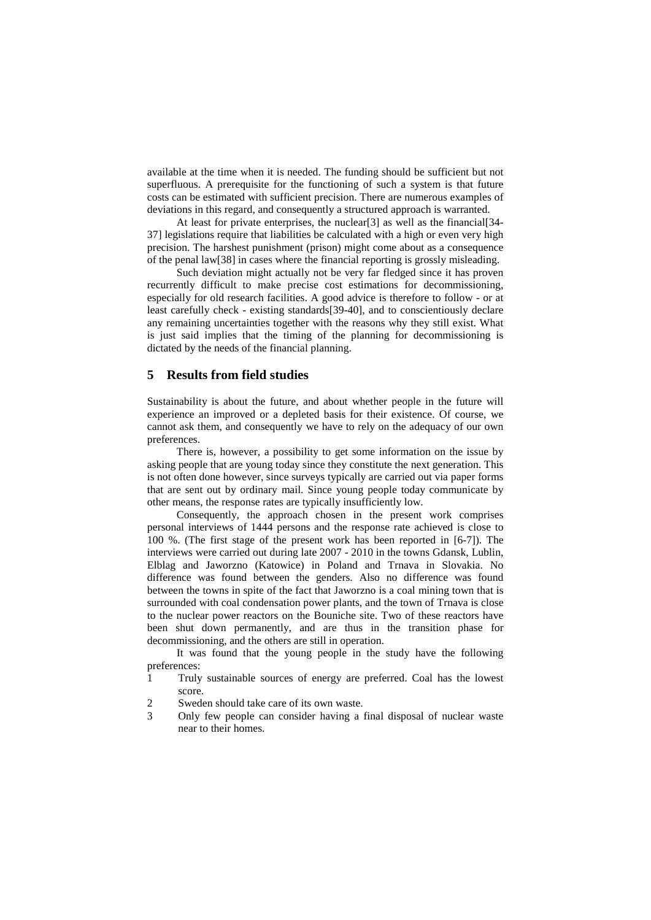available at the time when it is needed. The funding should be sufficient but not superfluous. A prerequisite for the functioning of such a system is that future costs can be estimated with sufficient precision. There are numerous examples of deviations in this regard, and consequently a structured approach is warranted.

At least for private enterprises, the nuclear[3] as well as the financial[34-37] legislations require that liabilities be calculated with a high or even very high precision. The harshest punishment (prison) might come about as a consequence of the penal law[38] in cases where the financial reporting is grossly misleading.

Such deviation might actually not be very far fledged since it has proven recurrently difficult to make precise cost estimations for decommissioning, especially for old research facilities. A good advice is therefore to follow - or at least carefully check - existing standards[39-40], and to conscientiously declare any remaining uncertainties together with the reasons why they still exist. What is just said implies that the timing of the planning for decommissioning is dictated by the needs of the financial planning.

## 5 Results from field studies

Sustainability is about the future, and about whether people in the future will experience an improved or a depleted basis for their existence. Of course, we cannot ask them, and consequently we have to rely on the adequacy of our own preferences.

There is, however, a possibility to get some information on the issue by asking people that are young today since they constitute the next generation. This is not often done however, since surveys typically are carried out via paper forms that are sent out by ordinary mail. Since young people today communicate by other means, the response rates are typically insufficiently low.

Consequently, the approach chosen in the present work comprises personal interviews of 1444 persons and the response rate achieved is close to 100 %. (The first stage of the present work has been reported in [6-7]). The interviews were carried out during late 2007 - 2010 in the towns Gdansk, Lublin, Elblag and Jaworzno (Katowice) in Poland and Trnava in Slovakia. No difference was found between the genders. Also no difference was found between the towns in spite of the fact that Jaworzno is a coal mining town that is surrounded with coal condensation power plants, and the town of Trnava is close to the nuclear power reactors on the Bouniche site. Two of these reactors have been shut down permanently, and are thus in the transition phase for decommissioning, and the others are still in operation.

It was found that the young people in the study have the following preferences:

1. Truly sustainable sources of energy are preferred. Coal has the lowest score.
2. Sweden should take care of its own waste.
3. Only few people can consider having a final disposal of nuclear waste near to their homes.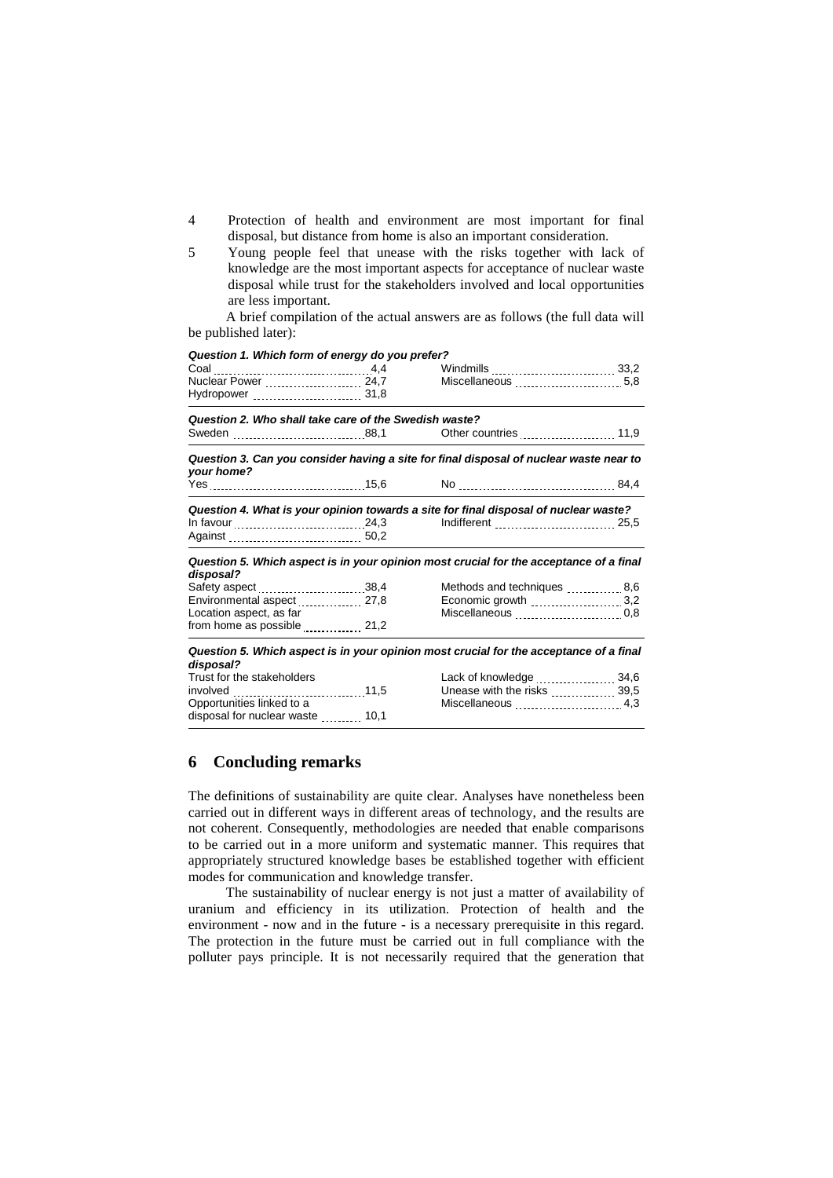4 Protection of health and environment are most important for final disposal, but distance from home is also an important consideration.

5 Young people feel that unease with the risks together with lack of knowledge are the most important aspects for acceptance of nuclear waste disposal while trust for the stakeholders involved and local opportunities are less important.

A brief compilation of the actual answers are as follows (the full data will be published later):

***Question 1. Which form of energy do you prefer?***

| | | | |
|---|---|---|---|
| Coal | 4,4 | Windmills | 33,2 |
| Nuclear Power | 24,7 | Miscellaneous | 5,8 |
| Hydropower | 31,8 | | |

***Question 2. Who shall take care of the Swedish waste?***

| | | | |
|---|---|---|---|
| Sweden | 88,1 | Other countries | 11,9 |

***Question 3. Can you consider having a site for final disposal of nuclear waste near to your home?***

| | | | |
|---|---|---|---|
| Yes | 15,6 | No | 84,4 |

***Question 4. What is your opinion towards a site for final disposal of nuclear waste?***

| | | | |
|---|---|---|---|
| In favour | 24,3 | Indifferent | 25,5 |
| Against | 50,2 | | |

***Question 5. Which aspect is in your opinion most crucial for the acceptance of a final disposal?***

| | | | |
|---|---|---|---|
| Safety aspect | 38,4 | Methods and techniques | 8,6 |
| Environmental aspect | 27,8 | Economic growth | 3,2 |
| Location aspect, as far from home as possible | 21,2 | Miscellaneous | 0,8 |

***Question 5. Which aspect is in your opinion most crucial for the acceptance of a final disposal?***

| | | | |
|---|---|---|---|
| Trust for the stakeholders involved | 11,5 | Lack of knowledge | 34,6 |
| Opportunities linked to a disposal for nuclear waste | 10,1 | Unease with the risks | 39,5 |
| | | Miscellaneous | 4,3 |

## 6 Concluding remarks

The definitions of sustainability are quite clear. Analyses have nonetheless been carried out in different ways in different areas of technology, and the results are not coherent. Consequently, methodologies are needed that enable comparisons to be carried out in a more uniform and systematic manner. This requires that appropriately structured knowledge bases be established together with efficient modes for communication and knowledge transfer.

The sustainability of nuclear energy is not just a matter of availability of uranium and efficiency in its utilization. Protection of health and the environment - now and in the future - is a necessary prerequisite in this regard. The protection in the future must be carried out in full compliance with the polluter pays principle. It is not necessarily required that the generation that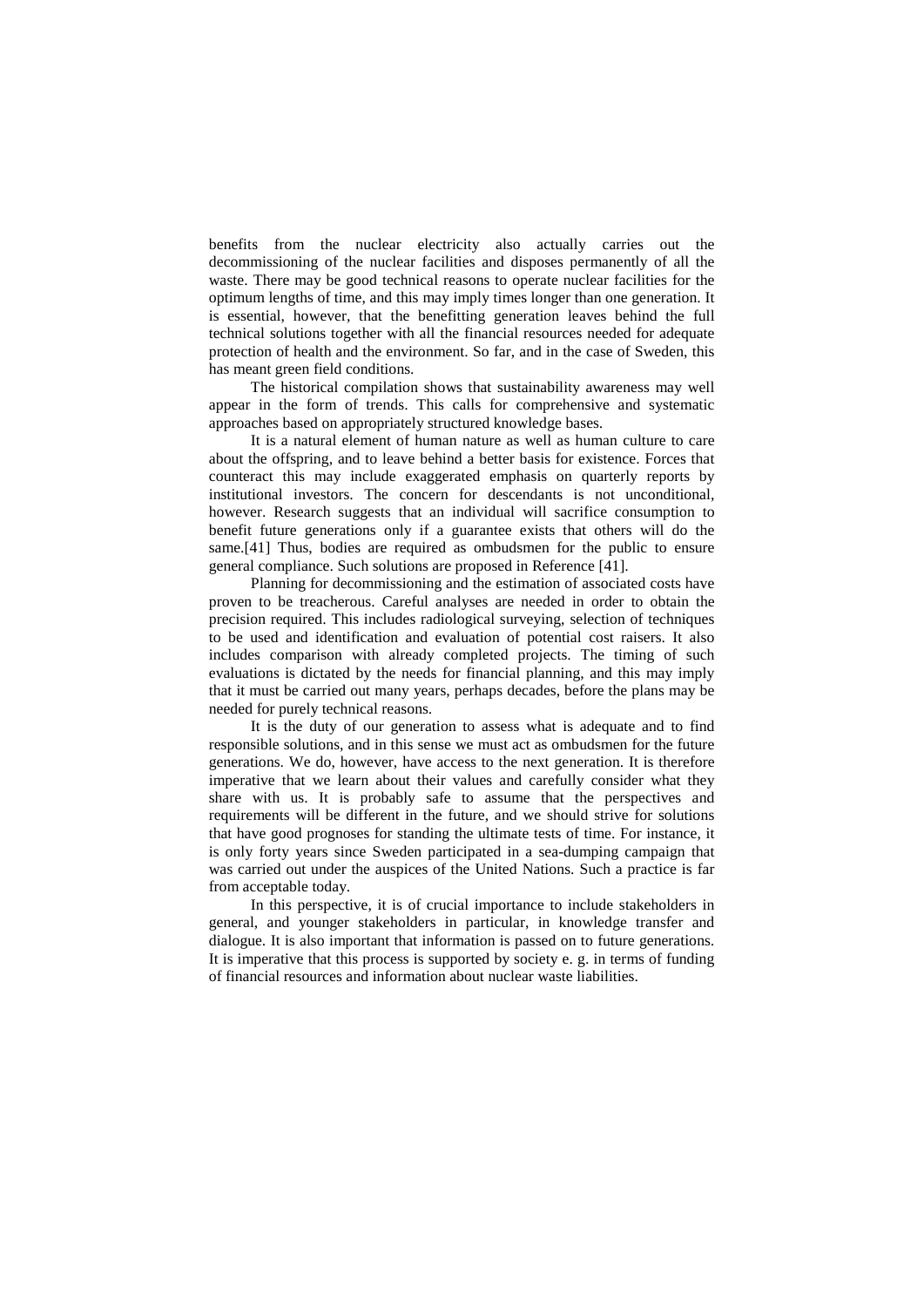benefits from the nuclear electricity also actually carries out the decommissioning of the nuclear facilities and disposes permanently of all the waste. There may be good technical reasons to operate nuclear facilities for the optimum lengths of time, and this may imply times longer than one generation. It is essential, however, that the benefitting generation leaves behind the full technical solutions together with all the financial resources needed for adequate protection of health and the environment. So far, and in the case of Sweden, this has meant green field conditions.

The historical compilation shows that sustainability awareness may well appear in the form of trends. This calls for comprehensive and systematic approaches based on appropriately structured knowledge bases.

It is a natural element of human nature as well as human culture to care about the offspring, and to leave behind a better basis for existence. Forces that counteract this may include exaggerated emphasis on quarterly reports by institutional investors. The concern for descendants is not unconditional, however. Research suggests that an individual will sacrifice consumption to benefit future generations only if a guarantee exists that others will do the same.[41] Thus, bodies are required as ombudsmen for the public to ensure general compliance. Such solutions are proposed in Reference [41].

Planning for decommissioning and the estimation of associated costs have proven to be treacherous. Careful analyses are needed in order to obtain the precision required. This includes radiological surveying, selection of techniques to be used and identification and evaluation of potential cost raisers. It also includes comparison with already completed projects. The timing of such evaluations is dictated by the needs for financial planning, and this may imply that it must be carried out many years, perhaps decades, before the plans may be needed for purely technical reasons.

It is the duty of our generation to assess what is adequate and to find responsible solutions, and in this sense we must act as ombudsmen for the future generations. We do, however, have access to the next generation. It is therefore imperative that we learn about their values and carefully consider what they share with us. It is probably safe to assume that the perspectives and requirements will be different in the future, and we should strive for solutions that have good prognoses for standing the ultimate tests of time. For instance, it is only forty years since Sweden participated in a sea-dumping campaign that was carried out under the auspices of the United Nations. Such a practice is far from acceptable today.

In this perspective, it is of crucial importance to include stakeholders in general, and younger stakeholders in particular, in knowledge transfer and dialogue. It is also important that information is passed on to future generations. It is imperative that this process is supported by society e. g. in terms of funding of financial resources and information about nuclear waste liabilities.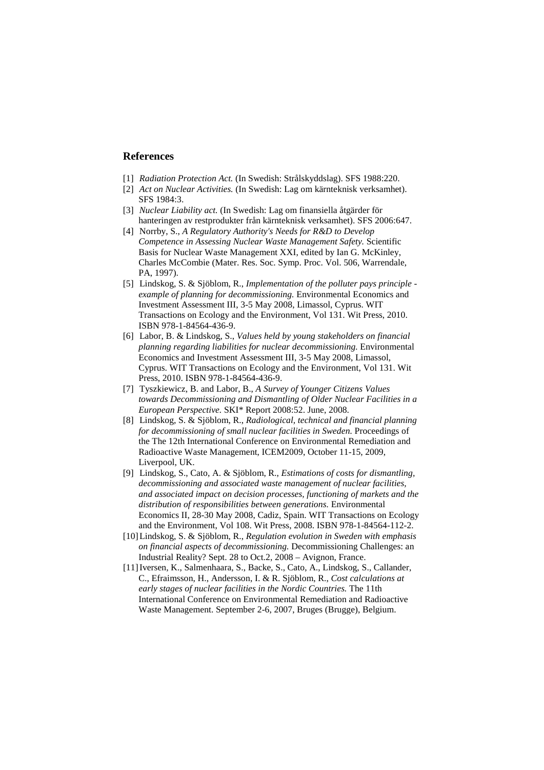## References

[1] *Radiation Protection Act.* (In Swedish: Strålskyddslag). SFS 1988:220.

[2] *Act on Nuclear Activities.* (In Swedish: Lag om kärnteknisk verksamhet). SFS 1984:3.

[3] *Nuclear Liability act.* (In Swedish: Lag om finansiella åtgärder för hanteringen av restprodukter från kärnteknisk verksamhet). SFS 2006:647.

[4] Norrby, S., *A Regulatory Authority's Needs for R&D to Develop Competence in Assessing Nuclear Waste Management Safety.* Scientific Basis for Nuclear Waste Management XXI, edited by Ian G. McKinley, Charles McCombie (Mater. Res. Soc. Symp. Proc. Vol. 506, Warrendale, PA, 1997).

[5] Lindskog, S. & Sjöblom, R., *Implementation of the polluter pays principle - example of planning for decommissioning.* Environmental Economics and Investment Assessment III, 3-5 May 2008, Limassol, Cyprus. WIT Transactions on Ecology and the Environment, Vol 131. Wit Press, 2010. ISBN 978-1-84564-436-9.

[6] Labor, B. & Lindskog, S., *Values held by young stakeholders on financial planning regarding liabilities for nuclear decommissioning.* Environmental Economics and Investment Assessment III, 3-5 May 2008, Limassol, Cyprus. WIT Transactions on Ecology and the Environment, Vol 131. Wit Press, 2010. ISBN 978-1-84564-436-9.

[7] Tyszkiewicz, B. and Labor, B., *A Survey of Younger Citizens Values towards Decommissioning and Dismantling of Older Nuclear Facilities in a European Perspective.* SKI* Report 2008:52. June, 2008.

[8] Lindskog, S. & Sjöblom, R., *Radiological, technical and financial planning for decommissioning of small nuclear facilities in Sweden.* Proceedings of the The 12th International Conference on Environmental Remediation and Radioactive Waste Management, ICEM2009, October 11-15, 2009, Liverpool, UK.

[9] Lindskog, S., Cato, A. & Sjöblom, R., *Estimations of costs for dismantling, decommissioning and associated waste management of nuclear facilities, and associated impact on decision processes, functioning of markets and the distribution of responsibilities between generations.* Environmental Economics II, 28-30 May 2008, Cadiz, Spain. WIT Transactions on Ecology and the Environment, Vol 108. Wit Press, 2008. ISBN 978-1-84564-112-2.

[10] Lindskog, S. & Sjöblom, R., *Regulation evolution in Sweden with emphasis on financial aspects of decommissioning.* Decommissioning Challenges: an Industrial Reality? Sept. 28 to Oct.2, 2008 – Avignon, France.

[11] Iversen, K., Salmenhaara, S., Backe, S., Cato, A., Lindskog, S., Callander, C., Efraimsson, H., Andersson, I. & R. Sjöblom, R., *Cost calculations at early stages of nuclear facilities in the Nordic Countries.* The 11th International Conference on Environmental Remediation and Radioactive Waste Management. September 2-6, 2007, Bruges (Brugge), Belgium.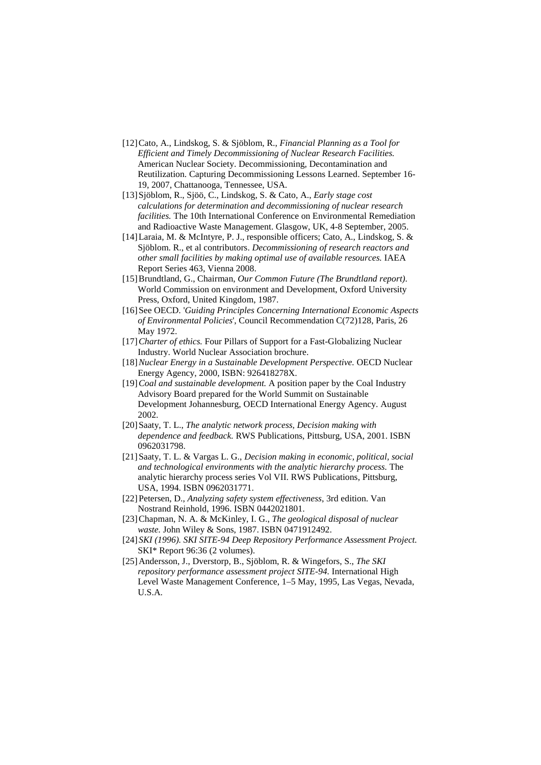[12] Cato, A., Lindskog, S. & Sjöblom, R., *Financial Planning as a Tool for Efficient and Timely Decommissioning of Nuclear Research Facilities.* American Nuclear Society. Decommissioning, Decontamination and Reutilization. Capturing Decommissioning Lessons Learned. September 16-19, 2007, Chattanooga, Tennessee, USA.

[13] Sjöblom, R., Sjöö, C., Lindskog, S. & Cato, A., *Early stage cost calculations for determination and decommissioning of nuclear research facilities.* The 10th International Conference on Environmental Remediation and Radioactive Waste Management. Glasgow, UK, 4-8 September, 2005.

[14] Laraia, M. & McIntyre, P. J., responsible officers; Cato, A., Lindskog, S. & Sjöblom. R., et al contributors. *Decommissioning of research reactors and other small facilities by making optimal use of available resources.* IAEA Report Series 463, Vienna 2008.

[15] Brundtland, G., Chairman, *Our Common Future (The Brundtland report).* World Commission on environment and Development, Oxford University Press, Oxford, United Kingdom, 1987.

[16] See OECD. '*Guiding Principles Concerning International Economic Aspects of Environmental Policies*', Council Recommendation C(72)128, Paris, 26 May 1972.

[17] *Charter of ethics.* Four Pillars of Support for a Fast-Globalizing Nuclear Industry. World Nuclear Association brochure.

[18] *Nuclear Energy in a Sustainable Development Perspective.* OECD Nuclear Energy Agency, 2000, ISBN: 926418278X.

[19] *Coal and sustainable development.* A position paper by the Coal Industry Advisory Board prepared for the World Summit on Sustainable Development Johannesburg, OECD International Energy Agency. August 2002.

[20] Saaty, T. L., *The analytic network process, Decision making with dependence and feedback.* RWS Publications, Pittsburg, USA, 2001. ISBN 0962031798.

[21] Saaty, T. L. & Vargas L. G., *Decision making in economic, political, social and technological environments with the analytic hierarchy process.* The analytic hierarchy process series Vol VII. RWS Publications, Pittsburg, USA, 1994. ISBN 0962031771.

[22] Petersen, D., *Analyzing safety system effectiveness*, 3rd edition. Van Nostrand Reinhold, 1996. ISBN 0442021801.

[23] Chapman, N. A. & McKinley, I. G., *The geological disposal of nuclear waste.* John Wiley & Sons, 1987. ISBN 0471912492.

[24] *SKI (1996). SKI SITE-94 Deep Repository Performance Assessment Project.* SKI* Report 96:36 (2 volumes).

[25] Andersson, J., Dverstorp, B., Sjöblom, R. & Wingefors, S., *The SKI repository performance assessment project SITE-94.* International High Level Waste Management Conference, 1–5 May, 1995, Las Vegas, Nevada, U.S.A.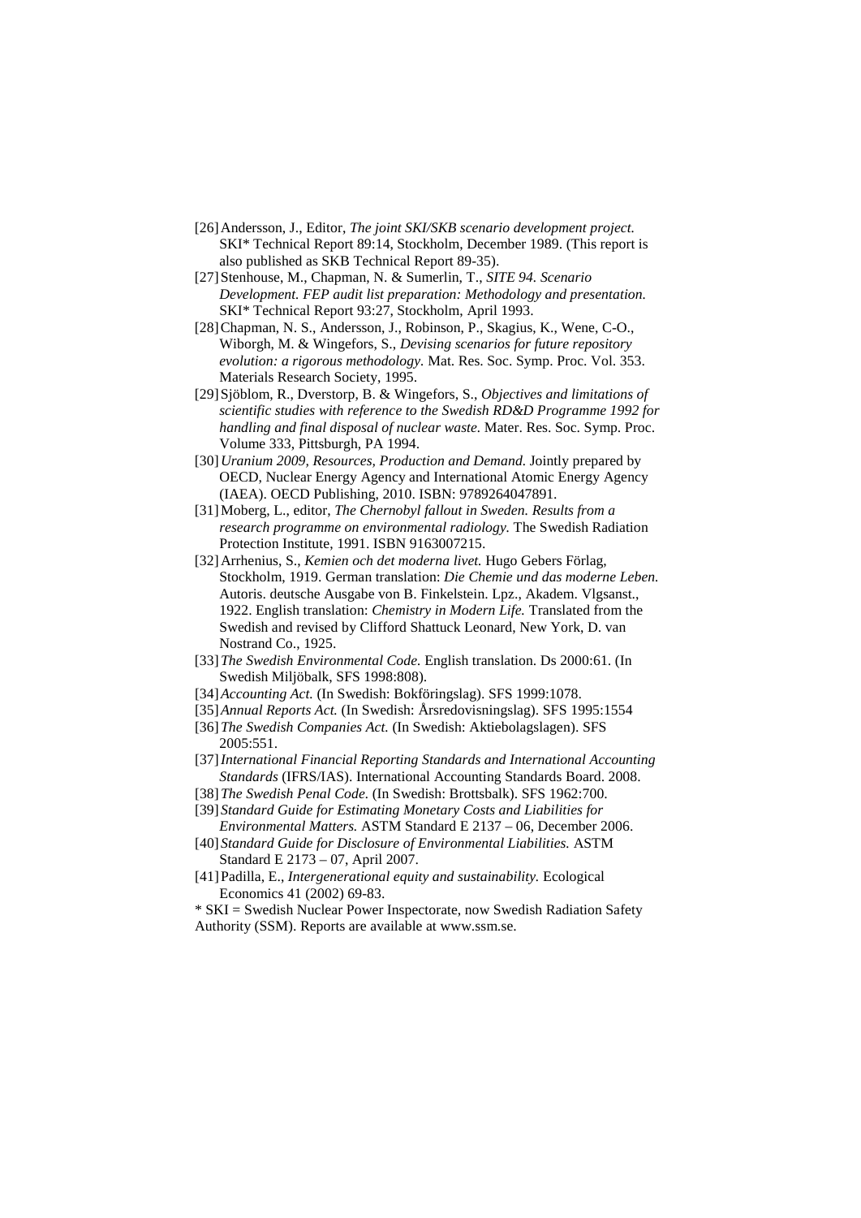[26] Andersson, J., Editor, *The joint SKI/SKB scenario development project.* SKI* Technical Report 89:14, Stockholm, December 1989. (This report is also published as SKB Technical Report 89-35).

[27] Stenhouse, M., Chapman, N. & Sumerlin, T., *SITE 94. Scenario Development. FEP audit list preparation: Methodology and presentation.* SKI* Technical Report 93:27, Stockholm, April 1993.

[28] Chapman, N. S., Andersson, J., Robinson, P., Skagius, K., Wene, C-O., Wiborgh, M. & Wingefors, S., *Devising scenarios for future repository evolution: a rigorous methodology.* Mat. Res. Soc. Symp. Proc. Vol. 353. Materials Research Society, 1995.

[29] Sjöblom, R., Dverstorp, B. & Wingefors, S., *Objectives and limitations of scientific studies with reference to the Swedish RD&D Programme 1992 for handling and final disposal of nuclear waste.* Mater. Res. Soc. Symp. Proc. Volume 333, Pittsburgh, PA 1994.

[30] *Uranium 2009, Resources, Production and Demand.* Jointly prepared by OECD, Nuclear Energy Agency and International Atomic Energy Agency (IAEA). OECD Publishing, 2010. ISBN: 9789264047891.

[31] Moberg, L., editor, *The Chernobyl fallout in Sweden. Results from a research programme on environmental radiology.* The Swedish Radiation Protection Institute, 1991. ISBN 9163007215.

[32] Arrhenius, S., *Kemien och det moderna livet.* Hugo Gebers Förlag, Stockholm, 1919. German translation: *Die Chemie und das moderne Leben.* Autoris. deutsche Ausgabe von B. Finkelstein. Lpz., Akadem. Vlgsanst., 1922. English translation: *Chemistry in Modern Life.* Translated from the Swedish and revised by Clifford Shattuck Leonard, New York, D. van Nostrand Co., 1925.

[33] *The Swedish Environmental Code.* English translation. Ds 2000:61. (In Swedish Miljöbalk, SFS 1998:808).

[34] *Accounting Act.* (In Swedish: Bokföringslag). SFS 1999:1078.

[35] *Annual Reports Act.* (In Swedish: Årsredovisningslag). SFS 1995:1554

[36] *The Swedish Companies Act.* (In Swedish: Aktiebolagslagen). SFS 2005:551.

[37] *International Financial Reporting Standards and International Accounting Standards* (IFRS/IAS). International Accounting Standards Board. 2008.

[38] *The Swedish Penal Code.* (In Swedish: Brottsbalk). SFS 1962:700.

[39] *Standard Guide for Estimating Monetary Costs and Liabilities for Environmental Matters.* ASTM Standard E 2137 – 06, December 2006.

[40] *Standard Guide for Disclosure of Environmental Liabilities.* ASTM Standard E 2173 – 07, April 2007.

[41] Padilla, E., *Intergenerational equity and sustainability.* Ecological Economics 41 (2002) 69-83.

* SKI = Swedish Nuclear Power Inspectorate, now Swedish Radiation Safety Authority (SSM). Reports are available at www.ssm.se.